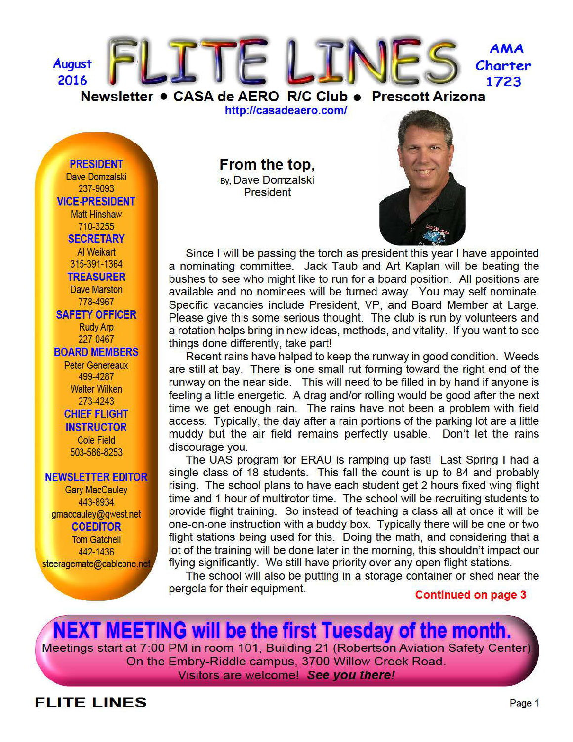August 2016

# FLITE LINES

AMA Charter 1723

**Newsletter • CASA de AERO R/C Club • Prescott Arizona**

http://casadeaero.com/

**PRESIDENT**
Dave Domzalski
237-9093

**VICE-PRESIDENT**
Matt Hinshaw
710-3255

**SECRETARY**
Al Weikart
315-391-1364

**TREASURER**
Dave Marston
778-4967

**SAFETY OFFICER**
Rudy Arp
227-0467

**BOARD MEMBERS**
Peter Genereaux
499-4287
Walter Wilken
273-4243

**CHIEF FLIGHT INSTRUCTOR**
Cole Field
503-586-8253

**NEWSLETTER EDITOR**
Gary MacCauley
443-8934
gmaccauley@qwest.net

**COEDITOR**
Tom Gatchell
442-1436
steeragemate@cableone.net

## From the top,

By, Dave Domzalski
President

Since I will be passing the torch as president this year I have appointed a nominating committee. Jack Taub and Art Kaplan will be beating the bushes to see who might like to run for a board position. All positions are available and no nominees will be turned away. You may self nominate. Specific vacancies include President, VP, and Board Member at Large. Please give this some serious thought. The club is run by volunteers and a rotation helps bring in new ideas, methods, and vitality. If you want to see things done differently, take part!

Recent rains have helped to keep the runway in good condition. Weeds are still at bay. There is one small rut forming toward the right end of the runway on the near side. This will need to be filled in by hand if anyone is feeling a little energetic. A drag and/or rolling would be good after the next time we get enough rain. The rains have not been a problem with field access. Typically, the day after a rain portions of the parking lot are a little muddy but the air field remains perfectly usable. Don't let the rains discourage you.

The UAS program for ERAU is ramping up fast! Last Spring I had a single class of 18 students. This fall the count is up to 84 and probably rising. The school plans to have each student get 2 hours fixed wing flight time and 1 hour of multirotor time. The school will be recruiting students to provide flight training. So instead of teaching a class all at once it will be one-on-one instruction with a buddy box. Typically there will be one or two flight stations being used for this. Doing the math, and considering that a lot of the training will be done later in the morning, this shouldn't impact our flying significantly. We still have priority over any open flight stations.

The school will also be putting in a storage container or shed near the pergola for their equipment.

**Continued on page 3**

**NEXT MEETING will be the first Tuesday of the month.**

Meetings start at 7:00 PM in room 101, Building 21 (Robertson Aviation Safety Center) On the Embry-Riddle campus, 3700 Willow Creek Road. Visitors are welcome! ***See you there!***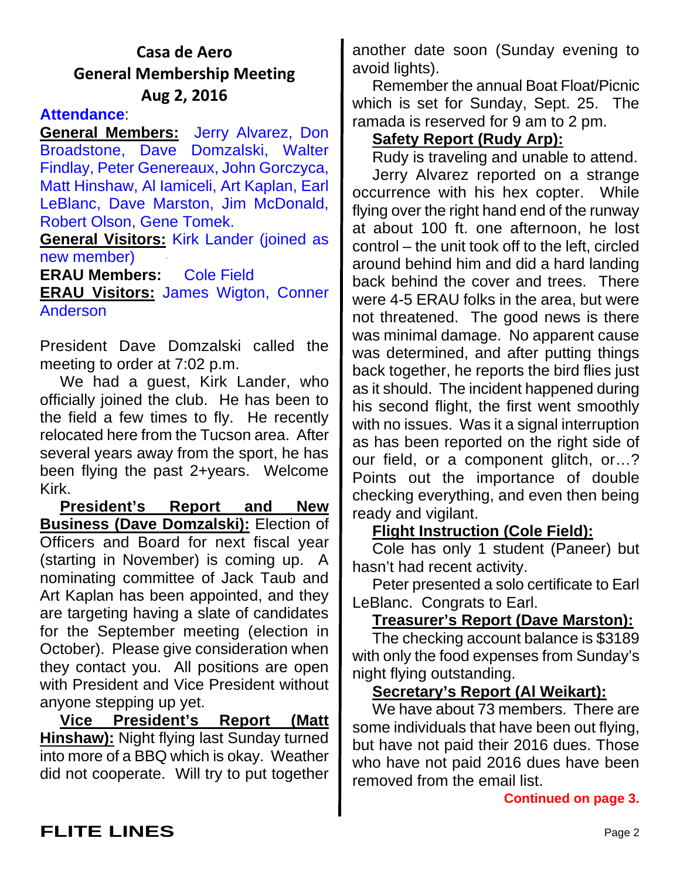## Casa de Aero
## General Membership Meeting
## Aug 2, 2016

**Attendance**:

**General Members:** Jerry Alvarez, Don Broadstone, Dave Domzalski, Walter Findlay, Peter Genereaux, John Gorczyca, Matt Hinshaw, Al Iamiceli, Art Kaplan, Earl LeBlanc, Dave Marston, Jim McDonald, Robert Olson, Gene Tomek.

**General Visitors:** Kirk Lander (joined as new member)

**ERAU Members:** Cole Field

**ERAU Visitors:** James Wigton, Conner Anderson

President Dave Domzalski called the meeting to order at 7:02 p.m.

We had a guest, Kirk Lander, who officially joined the club. He has been to the field a few times to fly. He recently relocated here from the Tucson area. After several years away from the sport, he has been flying the past 2+years. Welcome Kirk.

**President's Report and New Business (Dave Domzalski):** Election of Officers and Board for next fiscal year (starting in November) is coming up. A nominating committee of Jack Taub and Art Kaplan has been appointed, and they are targeting having a slate of candidates for the September meeting (election in October). Please give consideration when they contact you. All positions are open with President and Vice President without anyone stepping up yet.

**Vice President's Report (Matt Hinshaw):** Night flying last Sunday turned into more of a BBQ which is okay. Weather did not cooperate. Will try to put together another date soon (Sunday evening to avoid lights).

Remember the annual Boat Float/Picnic which is set for Sunday, Sept. 25. The ramada is reserved for 9 am to 2 pm.

**Safety Report (Rudy Arp):**

Rudy is traveling and unable to attend.

Jerry Alvarez reported on a strange occurrence with his hex copter. While flying over the right hand end of the runway at about 100 ft. one afternoon, he lost control – the unit took off to the left, circled around behind him and did a hard landing back behind the cover and trees. There were 4-5 ERAU folks in the area, but were not threatened. The good news is there was minimal damage. No apparent cause was determined, and after putting things back together, he reports the bird flies just as it should. The incident happened during his second flight, the first went smoothly with no issues. Was it a signal interruption as has been reported on the right side of our field, or a component glitch, or…? Points out the importance of double checking everything, and even then being ready and vigilant.

**Flight Instruction (Cole Field):**

Cole has only 1 student (Paneer) but hasn't had recent activity.

Peter presented a solo certificate to Earl LeBlanc. Congrats to Earl.

**Treasurer's Report (Dave Marston):**

The checking account balance is $3189 with only the food expenses from Sunday's night flying outstanding.

**Secretary's Report (Al Weikart):**

We have about 73 members. There are some individuals that have been out flying, but have not paid their 2016 dues. Those who have not paid 2016 dues have been removed from the email list.

**Continued on page 3.**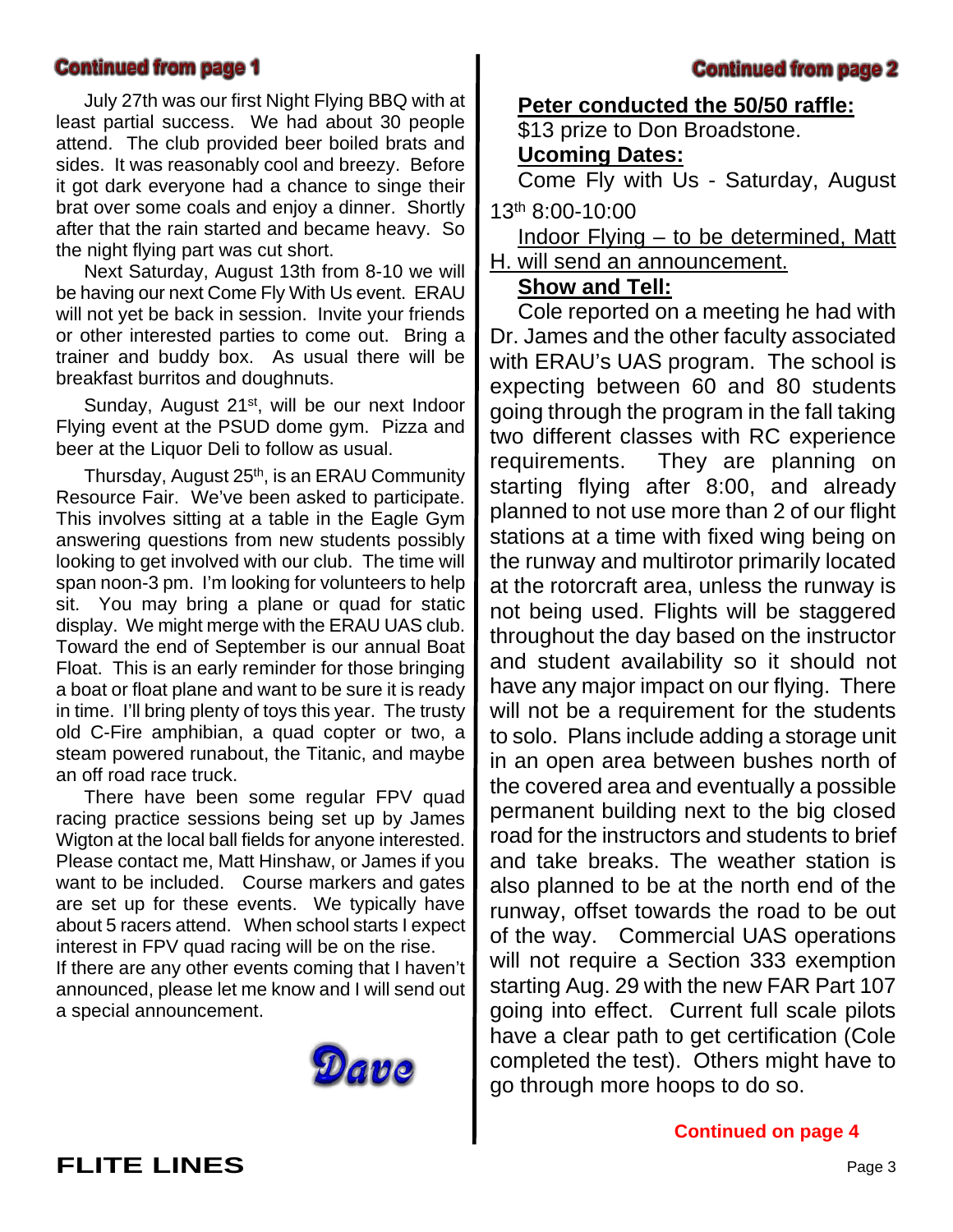## Continued from page 1

July 27th was our first Night Flying BBQ with at least partial success. We had about 30 people attend. The club provided beer boiled brats and sides. It was reasonably cool and breezy. Before it got dark everyone had a chance to singe their brat over some coals and enjoy a dinner. Shortly after that the rain started and became heavy. So the night flying part was cut short.

Next Saturday, August 13th from 8-10 we will be having our next Come Fly With Us event. ERAU will not yet be back in session. Invite your friends or other interested parties to come out. Bring a trainer and buddy box. As usual there will be breakfast burritos and doughnuts.

Sunday, August 21st, will be our next Indoor Flying event at the PSUD dome gym. Pizza and beer at the Liquor Deli to follow as usual.

Thursday, August 25th, is an ERAU Community Resource Fair. We've been asked to participate. This involves sitting at a table in the Eagle Gym answering questions from new students possibly looking to get involved with our club. The time will span noon-3 pm. I'm looking for volunteers to help sit. You may bring a plane or quad for static display. We might merge with the ERAU UAS club. Toward the end of September is our annual Boat Float. This is an early reminder for those bringing a boat or float plane and want to be sure it is ready in time. I'll bring plenty of toys this year. The trusty old C-Fire amphibian, a quad copter or two, a steam powered runabout, the Titanic, and maybe an off road race truck.

There have been some regular FPV quad racing practice sessions being set up by James Wigton at the local ball fields for anyone interested. Please contact me, Matt Hinshaw, or James if you want to be included. Course markers and gates are set up for these events. We typically have about 5 racers attend. When school starts I expect interest in FPV quad racing will be on the rise.
If there are any other events coming that I haven't announced, please let me know and I will send out a special announcement.

*Dave*

## Continued from page 2

**Peter conducted the 50/50 raffle:**
$13 prize to Don Broadstone.

**Ucoming Dates:**

Come Fly with Us - Saturday, August 13th 8:00-10:00

Indoor Flying – to be determined, Matt H. will send an announcement.

**Show and Tell:**

Cole reported on a meeting he had with Dr. James and the other faculty associated with ERAU's UAS program. The school is expecting between 60 and 80 students going through the program in the fall taking two different classes with RC experience requirements. They are planning on starting flying after 8:00, and already planned to not use more than 2 of our flight stations at a time with fixed wing being on the runway and multirotor primarily located at the rotorcraft area, unless the runway is not being used. Flights will be staggered throughout the day based on the instructor and student availability so it should not have any major impact on our flying. There will not be a requirement for the students to solo. Plans include adding a storage unit in an open area between bushes north of the covered area and eventually a possible permanent building next to the big closed road for the instructors and students to brief and take breaks. The weather station is also planned to be at the north end of the runway, offset towards the road to be out of the way. Commercial UAS operations will not require a Section 333 exemption starting Aug. 29 with the new FAR Part 107 going into effect. Current full scale pilots have a clear path to get certification (Cole completed the test). Others might have to go through more hoops to do so.

**Continued on page 4**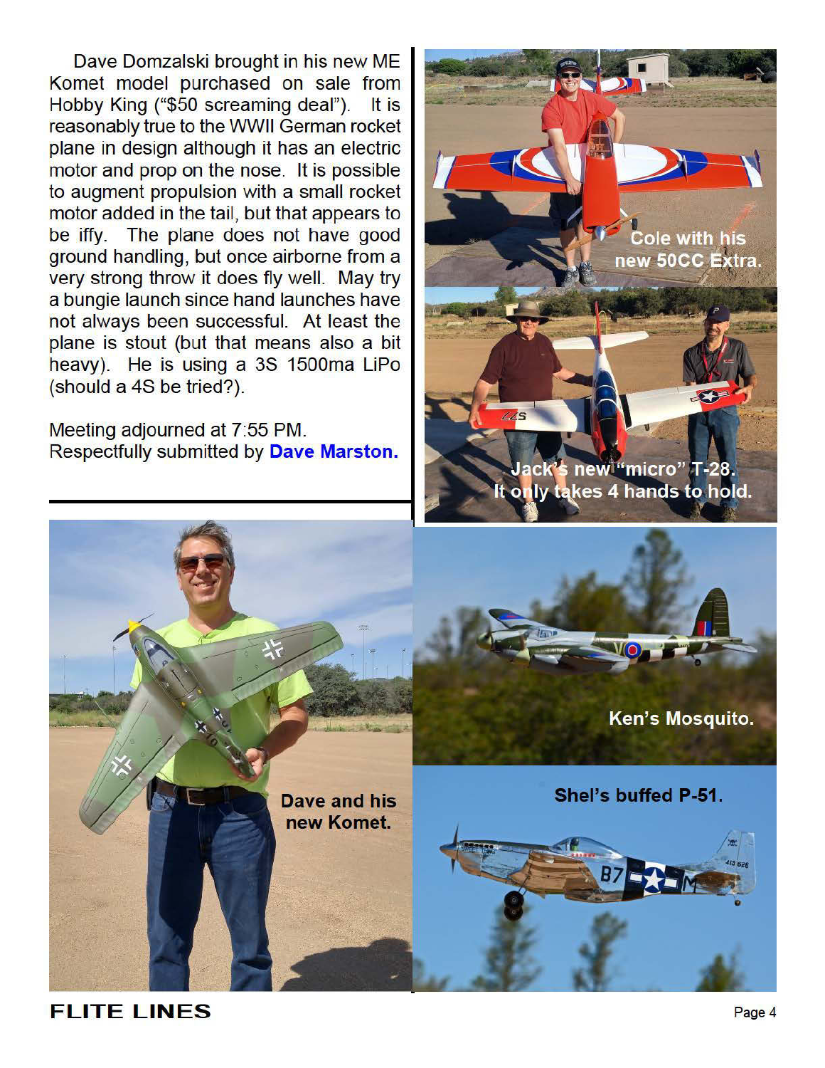Dave Domzalski brought in his new ME Komet model purchased on sale from Hobby King ("$50 screaming deal"). It is reasonably true to the WWII German rocket plane in design although it has an electric motor and prop on the nose. It is possible to augment propulsion with a small rocket motor added in the tail, but that appears to be iffy. The plane does not have good ground handling, but once airborne from a very strong throw it does fly well. May try a bungie launch since hand launches have not always been successful. At least the plane is stout (but that means also a bit heavy). He is using a 3S 1500ma LiPo (should a 4S be tried?).

Meeting adjourned at 7:55 PM.
Respectfully submitted by **Dave Marston.**

**Cole with his new 50CC Extra.**

**Jack's new "micro" T-28. It only takes 4 hands to hold.**

**Dave and his new Komet.**

**Ken's Mosquito.**

**Shel's buffed P-51.**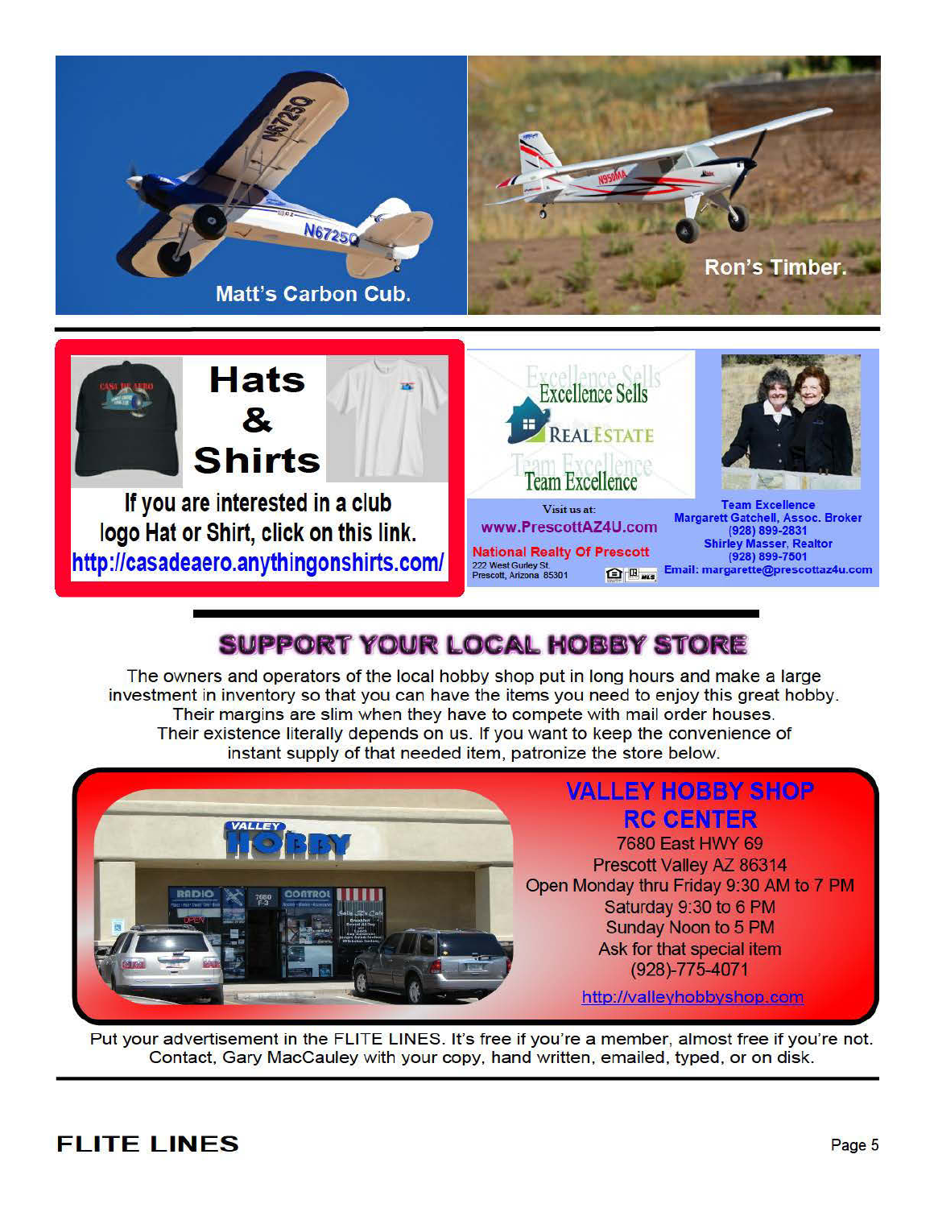Matt's Carbon Cub.

Ron's Timber.

## Hats & Shirts

If you are interested in a club logo Hat or Shirt, click on this link.
http://casadeaero.anythingonshirts.com/

Excellence Sells
REALESTATE
Team Excellence

Visit us at:
www.PrescottAZ4U.com
National Realty Of Prescott
222 West Gurley St.
Prescott, Arizona 85301

Team Excellence
Margarett Gatchell, Assoc. Broker
(928) 899-2831
Shirley Masser, Realtor
(928) 899-7501
Email: margarette@prescottaz4u.com

## SUPPORT YOUR LOCAL HOBBY STORE

The owners and operators of the local hobby shop put in long hours and make a large investment in inventory so that you can have the items you need to enjoy this great hobby. Their margins are slim when they have to compete with mail order houses. Their existence literally depends on us. If you want to keep the convenience of instant supply of that needed item, patronize the store below.

### VALLEY HOBBY SHOP RC CENTER

7680 East HWY 69
Prescott Valley AZ 86314
Open Monday thru Friday 9:30 AM to 7 PM
Saturday 9:30 to 6 PM
Sunday Noon to 5 PM
Ask for that special item
(928)-775-4071
http://valleyhobbyshop.com

Put your advertisement in the FLITE LINES. It's free if you're a member, almost free if you're not. Contact, Gary MacCauley with your copy, hand written, emailed, typed, or on disk.